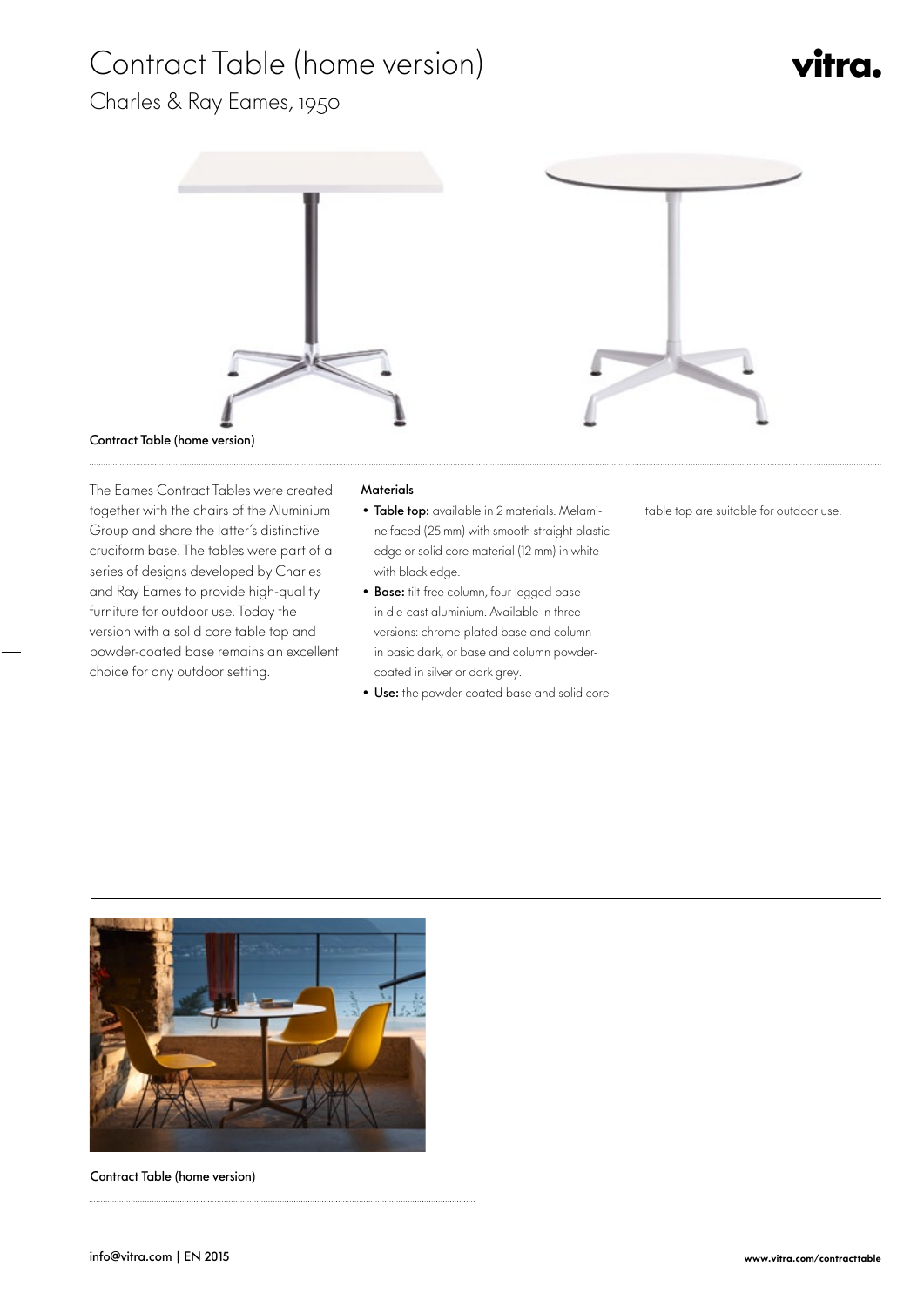# Contract Table (home version)

## Charles & Ray Eames, 1950

Contract Table (home version)

The Eames Contract Tables were created together with the chairs of the Aluminium Group and share the latter's distinctive cruciform base. The tables were part of a series of designs developed by Charles and Ray Eames to provide high-quality furniture for outdoor use. Today the version with a solid core table top and powder-coated base remains an excellent choice for any outdoor setting.

### Materials

- **Table top:** available in 2 materials. Melamine faced (25 mm) with smooth straight plastic edge or solid core material (12 mm) in white with black edge.
- **Base:** tilt-free column, four-legged base in die-cast aluminium. Available in three versions: chrome-plated base and column in basic dark, or base and column powder-coated in silver or dark grey.
- **Use:** the powder-coated base and solid core table top are suitable for outdoor use.

Contract Table (home version)

info@vitra.com | EN 2015

www.vitra.com/contracttable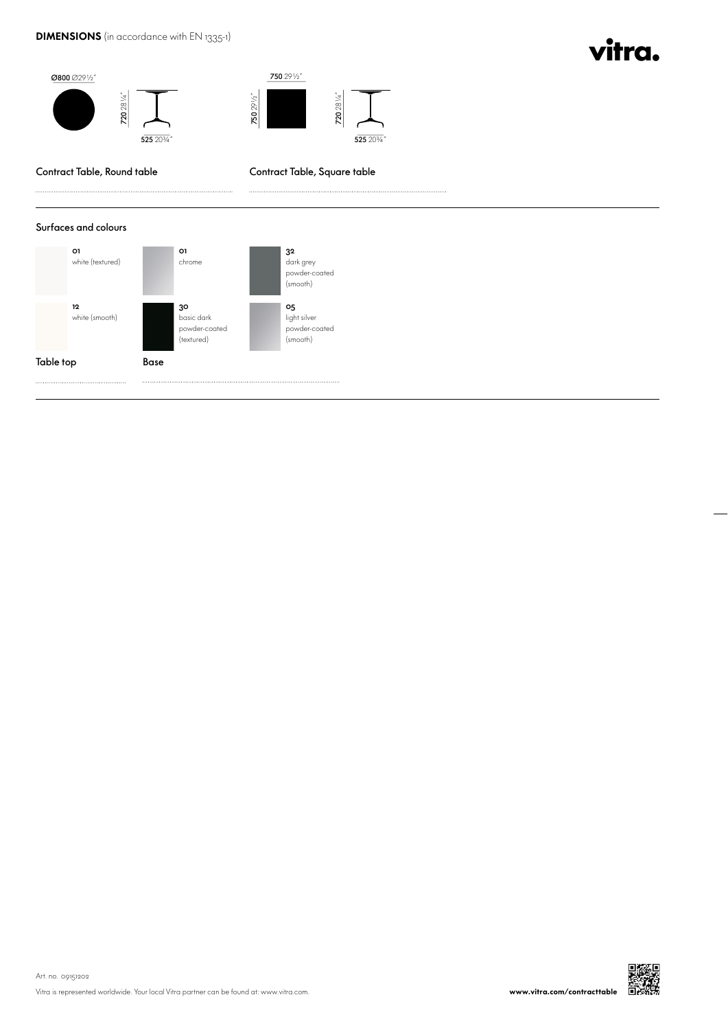**DIMENSIONS** (in accordance with EN 1335-1)

vitra.

Ø800 Ø29½"

720 28¼"

525 20¾"

Contract Table, Round table

750 29½"

750 29½"

720 28¼"

525 20¾"

Contract Table, Square table

## Surfaces and colours

### Table top

01 white (textured)

12 white (smooth)

### Base

01 chrome

30 basic dark powder-coated (textured)

32 dark grey powder-coated (smooth)

05 light silver powder-coated (smooth)

Art. no. 09151202

Vitra is represented worldwide. Your local Vitra partner can be found at: www.vitra.com.

**www.vitra.com/contracttable**